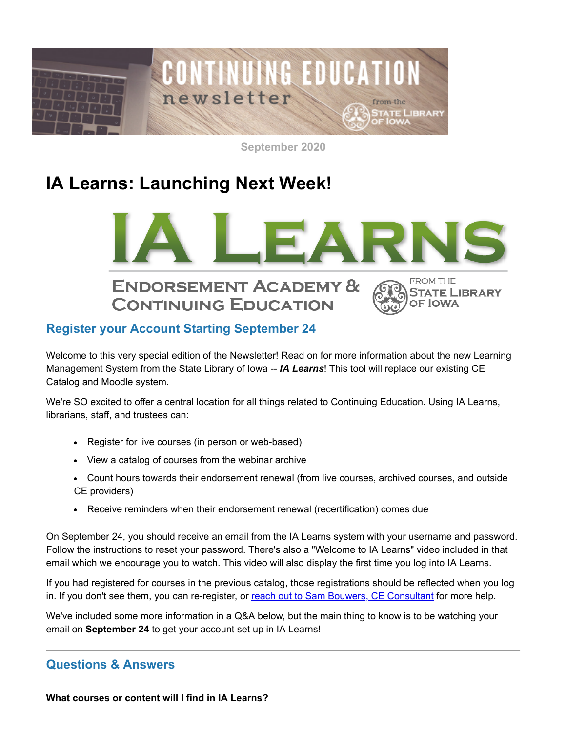September 2020

# IA Learns: Launching Next Week!

## Register your Account Starting September 24

Welcome to this very special edition of the Newsletter! Read on for more information about the new Learning Management System from the State Library of Iowa -- ***IA Learns***! This tool will replace our existing CE Catalog and Moodle system.

We're SO excited to offer a central location for all things related to Continuing Education. Using IA Learns, librarians, staff, and trustees can:

- Register for live courses (in person or web-based)
- View a catalog of courses from the webinar archive
- Count hours towards their endorsement renewal (from live courses, archived courses, and outside CE providers)
- Receive reminders when their endorsement renewal (recertification) comes due

On September 24, you should receive an email from the IA Learns system with your username and password. Follow the instructions to reset your password. There's also a "Welcome to IA Learns" video included in that email which we encourage you to watch. This video will also display the first time you log into IA Learns.

If you had registered for courses in the previous catalog, those registrations should be reflected when you log in. If you don't see them, you can re-register, or reach out to Sam Bouwers, CE Consultant for more help.

We've included some more information in a Q&A below, but the main thing to know is to be watching your email on **September 24** to get your account set up in IA Learns!

---

## Questions & Answers

**What courses or content will I find in IA Learns?**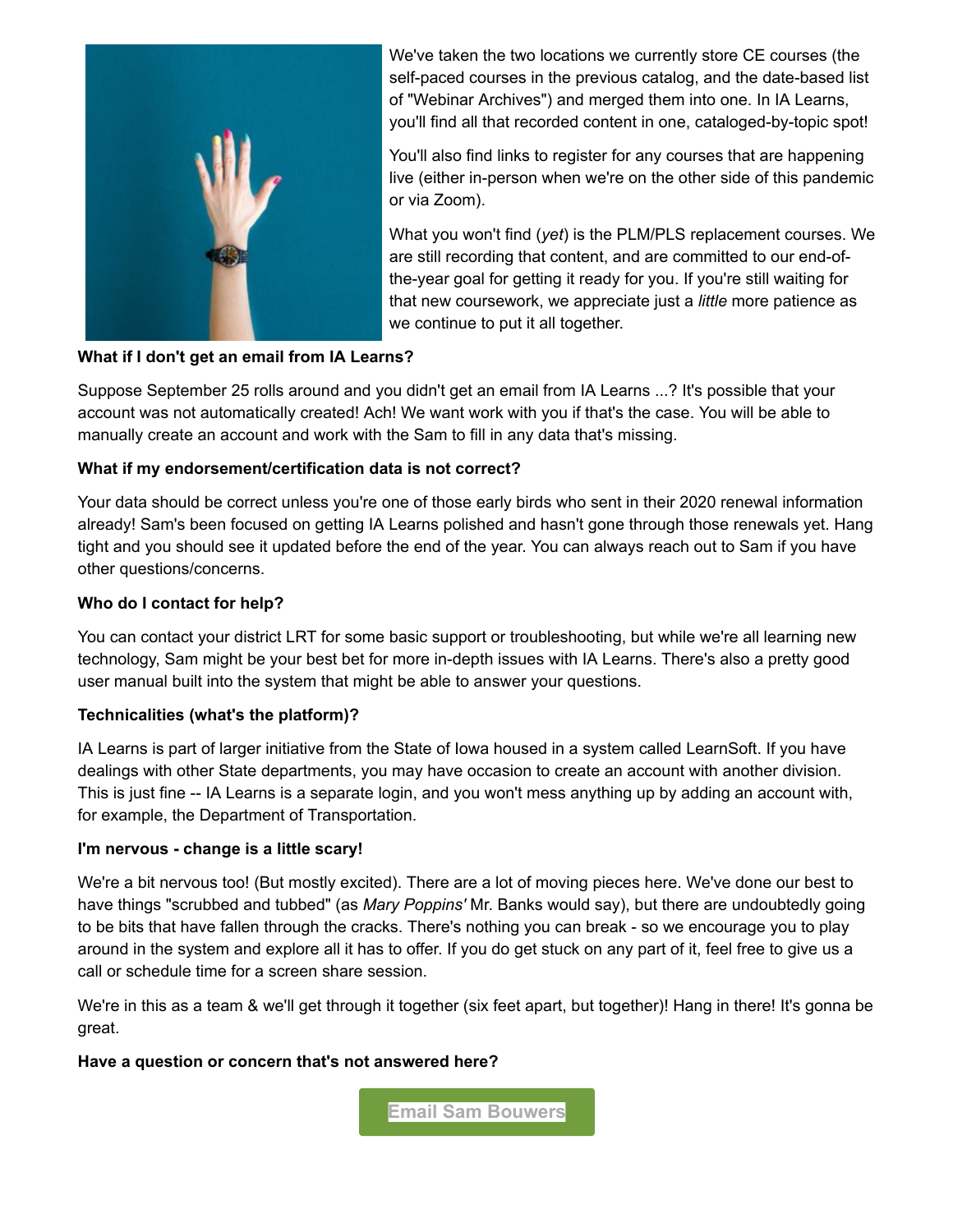We've taken the two locations we currently store CE courses (the self-paced courses in the previous catalog, and the date-based list of "Webinar Archives") and merged them into one. In IA Learns, you'll find all that recorded content in one, cataloged-by-topic spot!

You'll also find links to register for any courses that are happening live (either in-person when we're on the other side of this pandemic or via Zoom).

What you won't find (*yet*) is the PLM/PLS replacement courses. We are still recording that content, and are committed to our end-of-the-year goal for getting it ready for you. If you're still waiting for that new coursework, we appreciate just a *little* more patience as we continue to put it all together.

**What if I don't get an email from IA Learns?**

Suppose September 25 rolls around and you didn't get an email from IA Learns ...? It's possible that your account was not automatically created! Ach! We want work with you if that's the case. You will be able to manually create an account and work with the Sam to fill in any data that's missing.

**What if my endorsement/certification data is not correct?**

Your data should be correct unless you're one of those early birds who sent in their 2020 renewal information already! Sam's been focused on getting IA Learns polished and hasn't gone through those renewals yet. Hang tight and you should see it updated before the end of the year. You can always reach out to Sam if you have other questions/concerns.

**Who do I contact for help?**

You can contact your district LRT for some basic support or troubleshooting, but while we're all learning new technology, Sam might be your best bet for more in-depth issues with IA Learns. There's also a pretty good user manual built into the system that might be able to answer your questions.

**Technicalities (what's the platform)?**

IA Learns is part of larger initiative from the State of Iowa housed in a system called LearnSoft. If you have dealings with other State departments, you may have occasion to create an account with another division. This is just fine -- IA Learns is a separate login, and you won't mess anything up by adding an account with, for example, the Department of Transportation.

**I'm nervous - change is a little scary!**

We're a bit nervous too! (But mostly excited). There are a lot of moving pieces here. We've done our best to have things "scrubbed and tubbed" (as *Mary Poppins'* Mr. Banks would say), but there are undoubtedly going to be bits that have fallen through the cracks. There's nothing you can break - so we encourage you to play around in the system and explore all it has to offer. If you do get stuck on any part of it, feel free to give us a call or schedule time for a screen share session.

We're in this as a team & we'll get through it together (six feet apart, but together)! Hang in there! It's gonna be great.

**Have a question or concern that's not answered here?**

Email Sam Bouwers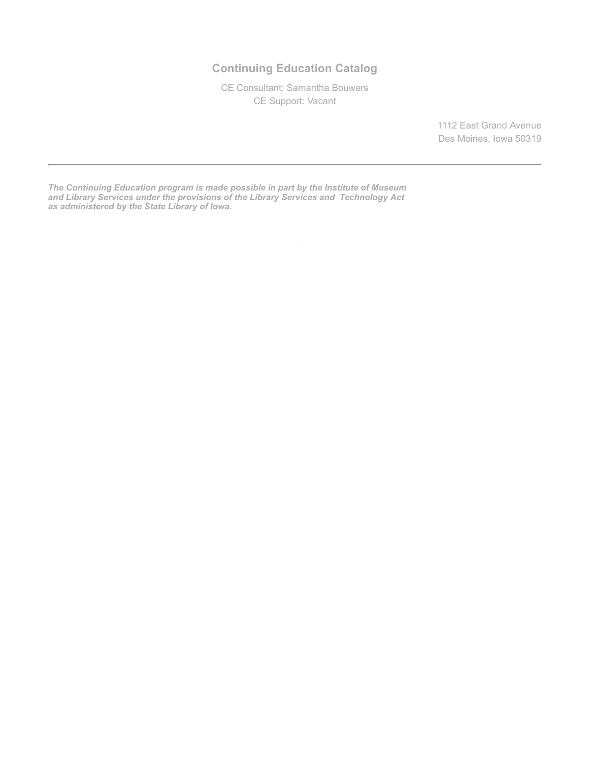## Continuing Education Catalog

CE Consultant: Samantha Bouwers
CE Support: Vacant

1112 East Grand Avenue
Des Moines, Iowa 50319

---

***The Continuing Education program is made possible in part by the Institute of Museum and Library Services under the provisions of the Library Services and Technology Act as administered by the State Library of Iowa.***